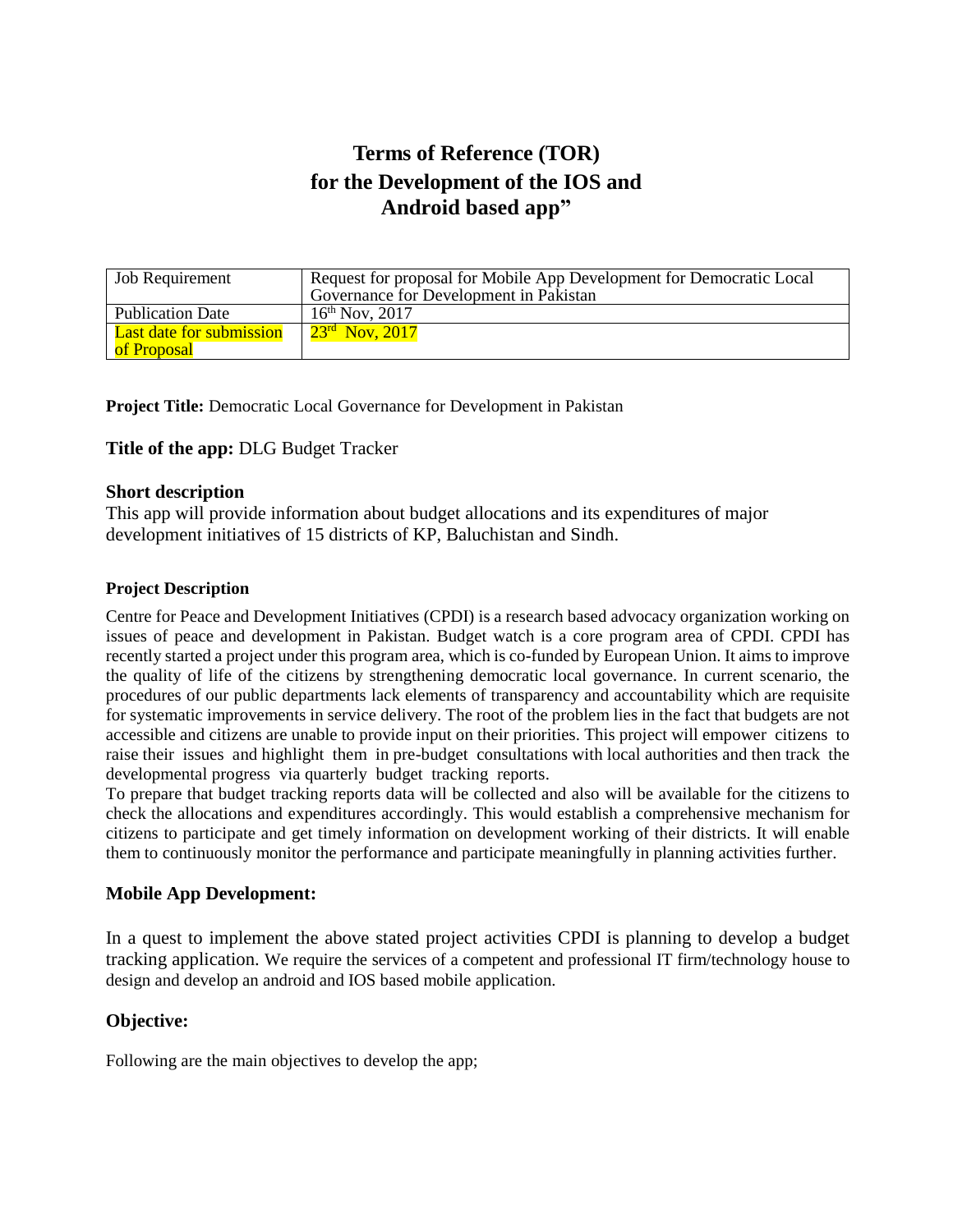# Terms of Reference (TOR) for the Development of the IOS and Android based app"

| Job Requirement | Request for proposal for Mobile App Development for Democratic Local Governance for Development in Pakistan |
|---|---|
| Publication Date | 16th Nov, 2017 |
| Last date for submission of Proposal | 23rd Nov, 2017 |

**Project Title:** Democratic Local Governance for Development in Pakistan

**Title of the app:** DLG Budget Tracker

### Short description

This app will provide information about budget allocations and its expenditures of major development initiatives of 15 districts of KP, Baluchistan and Sindh.

### Project Description

Centre for Peace and Development Initiatives (CPDI) is a research based advocacy organization working on issues of peace and development in Pakistan. Budget watch is a core program area of CPDI. CPDI has recently started a project under this program area, which is co-funded by European Union. It aims to improve the quality of life of the citizens by strengthening democratic local governance. In current scenario, the procedures of our public departments lack elements of transparency and accountability which are requisite for systematic improvements in service delivery. The root of the problem lies in the fact that budgets are not accessible and citizens are unable to provide input on their priorities. This project will empower citizens to raise their issues and highlight them in pre-budget consultations with local authorities and then track the developmental progress via quarterly budget tracking reports.

To prepare that budget tracking reports data will be collected and also will be available for the citizens to check the allocations and expenditures accordingly. This would establish a comprehensive mechanism for citizens to participate and get timely information on development working of their districts. It will enable them to continuously monitor the performance and participate meaningfully in planning activities further.

### Mobile App Development:

In a quest to implement the above stated project activities CPDI is planning to develop a budget tracking application. We require the services of a competent and professional IT firm/technology house to design and develop an android and IOS based mobile application.

### Objective:

Following are the main objectives to develop the app;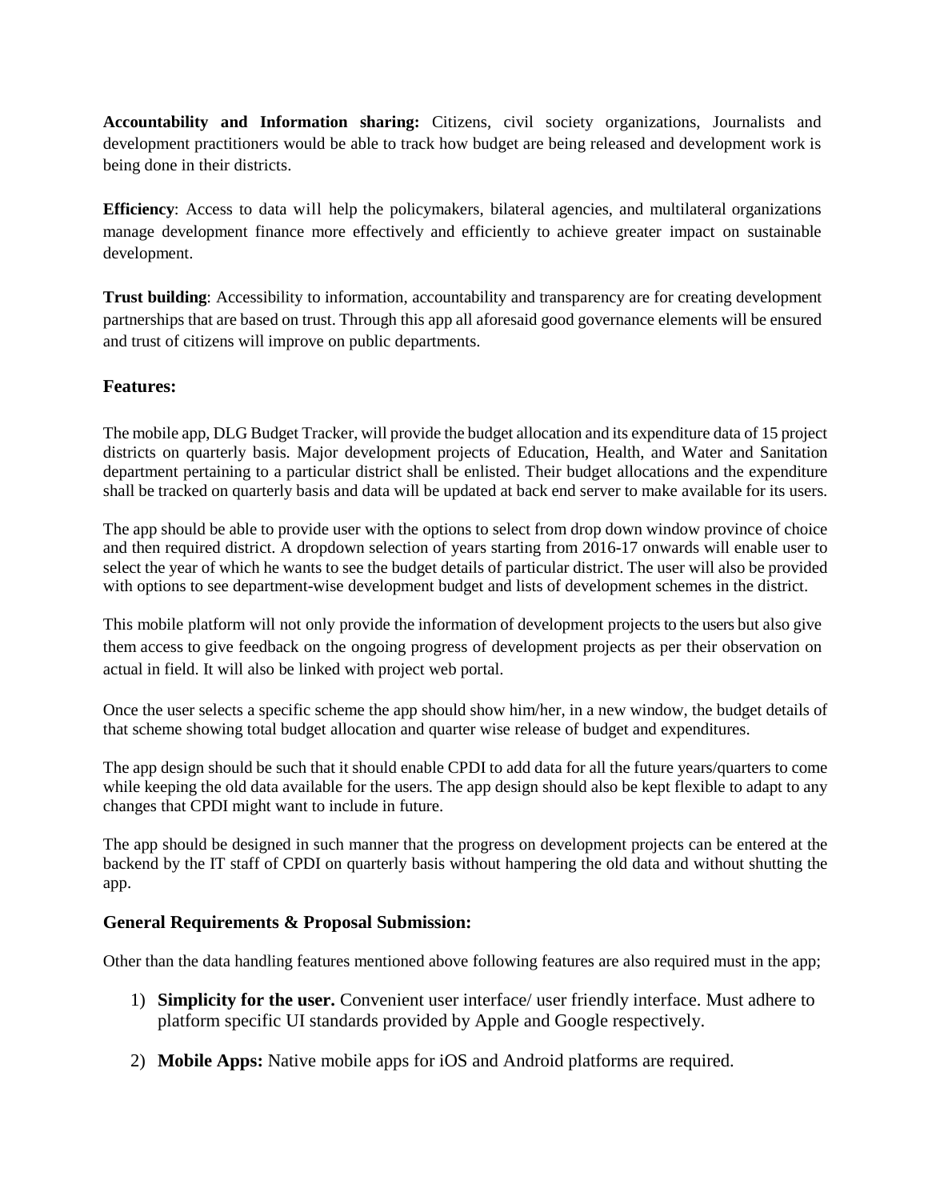**Accountability and Information sharing:** Citizens, civil society organizations, Journalists and development practitioners would be able to track how budget are being released and development work is being done in their districts.

**Efficiency**: Access to data will help the policymakers, bilateral agencies, and multilateral organizations manage development finance more effectively and efficiently to achieve greater impact on sustainable development.

**Trust building**: Accessibility to information, accountability and transparency are for creating development partnerships that are based on trust. Through this app all aforesaid good governance elements will be ensured and trust of citizens will improve on public departments.

### Features:

The mobile app, DLG Budget Tracker, will provide the budget allocation and its expenditure data of 15 project districts on quarterly basis. Major development projects of Education, Health, and Water and Sanitation department pertaining to a particular district shall be enlisted. Their budget allocations and the expenditure shall be tracked on quarterly basis and data will be updated at back end server to make available for its users.

The app should be able to provide user with the options to select from drop down window province of choice and then required district. A dropdown selection of years starting from 2016-17 onwards will enable user to select the year of which he wants to see the budget details of particular district. The user will also be provided with options to see department-wise development budget and lists of development schemes in the district.

This mobile platform will not only provide the information of development projects to the users but also give them access to give feedback on the ongoing progress of development projects as per their observation on actual in field. It will also be linked with project web portal.

Once the user selects a specific scheme the app should show him/her, in a new window, the budget details of that scheme showing total budget allocation and quarter wise release of budget and expenditures.

The app design should be such that it should enable CPDI to add data for all the future years/quarters to come while keeping the old data available for the users. The app design should also be kept flexible to adapt to any changes that CPDI might want to include in future.

The app should be designed in such manner that the progress on development projects can be entered at the backend by the IT staff of CPDI on quarterly basis without hampering the old data and without shutting the app.

### General Requirements & Proposal Submission:

Other than the data handling features mentioned above following features are also required must in the app;

1) **Simplicity for the user.** Convenient user interface/ user friendly interface. Must adhere to platform specific UI standards provided by Apple and Google respectively.

2) **Mobile Apps:** Native mobile apps for iOS and Android platforms are required.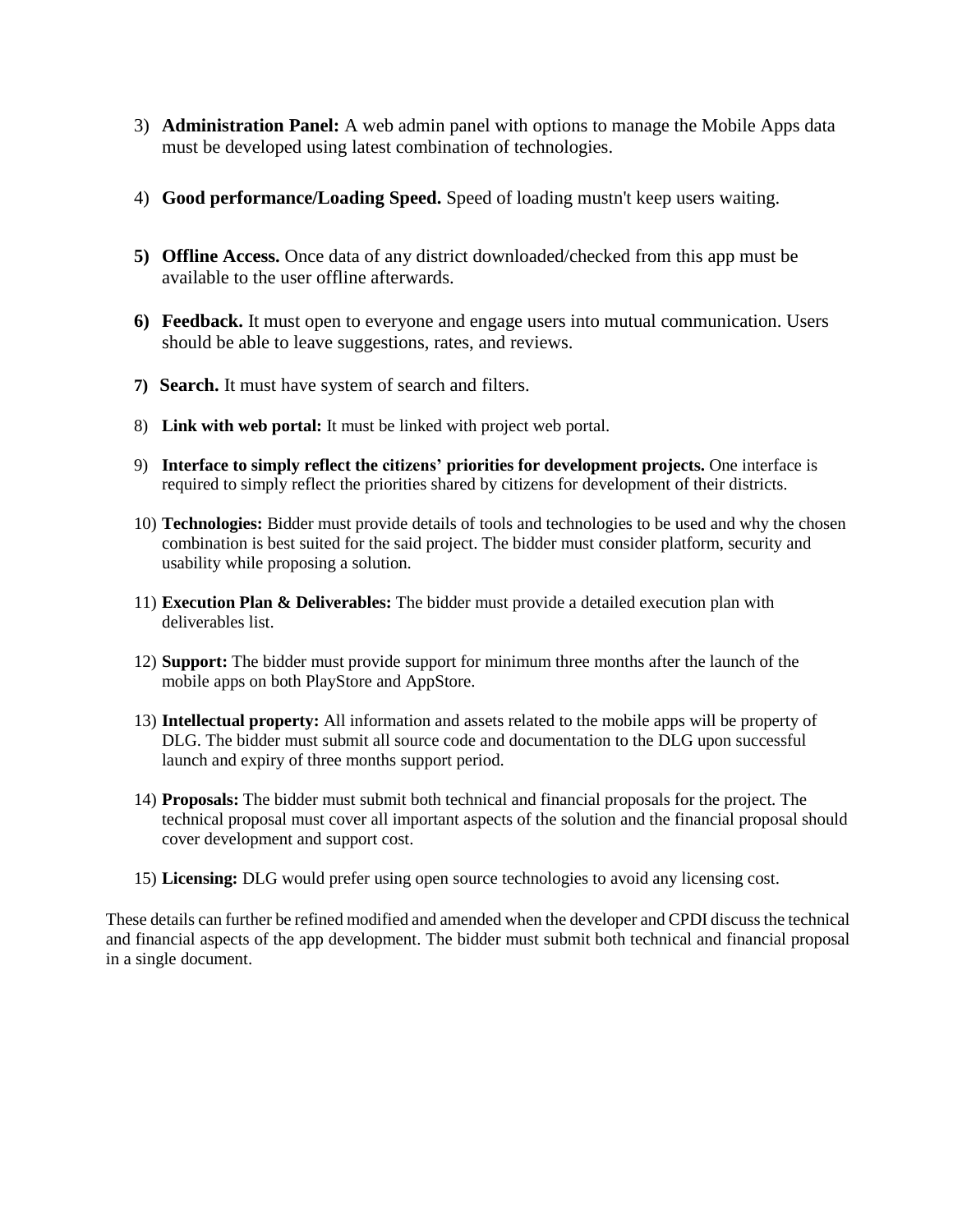3) **Administration Panel:** A web admin panel with options to manage the Mobile Apps data must be developed using latest combination of technologies.

4) **Good performance/Loading Speed.** Speed of loading mustn't keep users waiting.

5) **Offline Access.** Once data of any district downloaded/checked from this app must be available to the user offline afterwards.

6) **Feedback.** It must open to everyone and engage users into mutual communication. Users should be able to leave suggestions, rates, and reviews.

7) **Search.** It must have system of search and filters.

8) **Link with web portal:** It must be linked with project web portal.

9) **Interface to simply reflect the citizens' priorities for development projects.** One interface is required to simply reflect the priorities shared by citizens for development of their districts.

10) **Technologies:** Bidder must provide details of tools and technologies to be used and why the chosen combination is best suited for the said project. The bidder must consider platform, security and usability while proposing a solution.

11) **Execution Plan & Deliverables:** The bidder must provide a detailed execution plan with deliverables list.

12) **Support:** The bidder must provide support for minimum three months after the launch of the mobile apps on both PlayStore and AppStore.

13) **Intellectual property:** All information and assets related to the mobile apps will be property of DLG. The bidder must submit all source code and documentation to the DLG upon successful launch and expiry of three months support period.

14) **Proposals:** The bidder must submit both technical and financial proposals for the project. The technical proposal must cover all important aspects of the solution and the financial proposal should cover development and support cost.

15) **Licensing:** DLG would prefer using open source technologies to avoid any licensing cost.

These details can further be refined modified and amended when the developer and CPDI discuss the technical and financial aspects of the app development. The bidder must submit both technical and financial proposal in a single document.